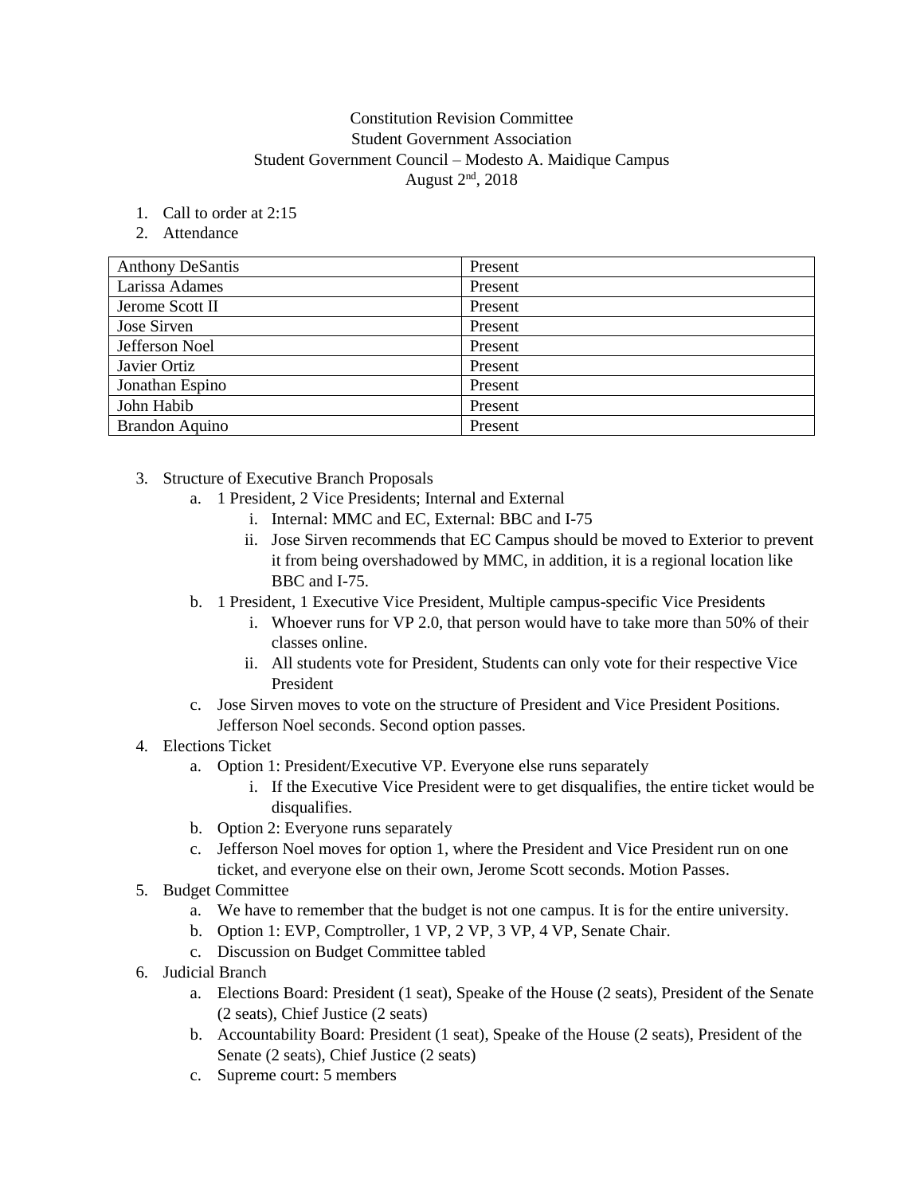Constitution Revision Committee
Student Government Association
Student Government Council – Modesto A. Maidique Campus
August 2nd, 2018

1. Call to order at 2:15
2. Attendance

| Anthony DeSantis | Present |
|---|---|
| Larissa Adames | Present |
| Jerome Scott II | Present |
| Jose Sirven | Present |
| Jefferson Noel | Present |
| Javier Ortiz | Present |
| Jonathan Espino | Present |
| John Habib | Present |
| Brandon Aquino | Present |

3. Structure of Executive Branch Proposals
    a. 1 President, 2 Vice Presidents; Internal and External
        i. Internal: MMC and EC, External: BBC and I-75
        ii. Jose Sirven recommends that EC Campus should be moved to Exterior to prevent it from being overshadowed by MMC, in addition, it is a regional location like BBC and I-75.
    b. 1 President, 1 Executive Vice President, Multiple campus-specific Vice Presidents
        i. Whoever runs for VP 2.0, that person would have to take more than 50% of their classes online.
        ii. All students vote for President, Students can only vote for their respective Vice President
    c. Jose Sirven moves to vote on the structure of President and Vice President Positions. Jefferson Noel seconds. Second option passes.
4. Elections Ticket
    a. Option 1: President/Executive VP. Everyone else runs separately
        i. If the Executive Vice President were to get disqualifies, the entire ticket would be disqualifies.
    b. Option 2: Everyone runs separately
    c. Jefferson Noel moves for option 1, where the President and Vice President run on one ticket, and everyone else on their own, Jerome Scott seconds. Motion Passes.
5. Budget Committee
    a. We have to remember that the budget is not one campus. It is for the entire university.
    b. Option 1: EVP, Comptroller, 1 VP, 2 VP, 3 VP, 4 VP, Senate Chair.
    c. Discussion on Budget Committee tabled
6. Judicial Branch
    a. Elections Board: President (1 seat), Speake of the House (2 seats), President of the Senate (2 seats), Chief Justice (2 seats)
    b. Accountability Board: President (1 seat), Speake of the House (2 seats), President of the Senate (2 seats), Chief Justice (2 seats)
    c. Supreme court: 5 members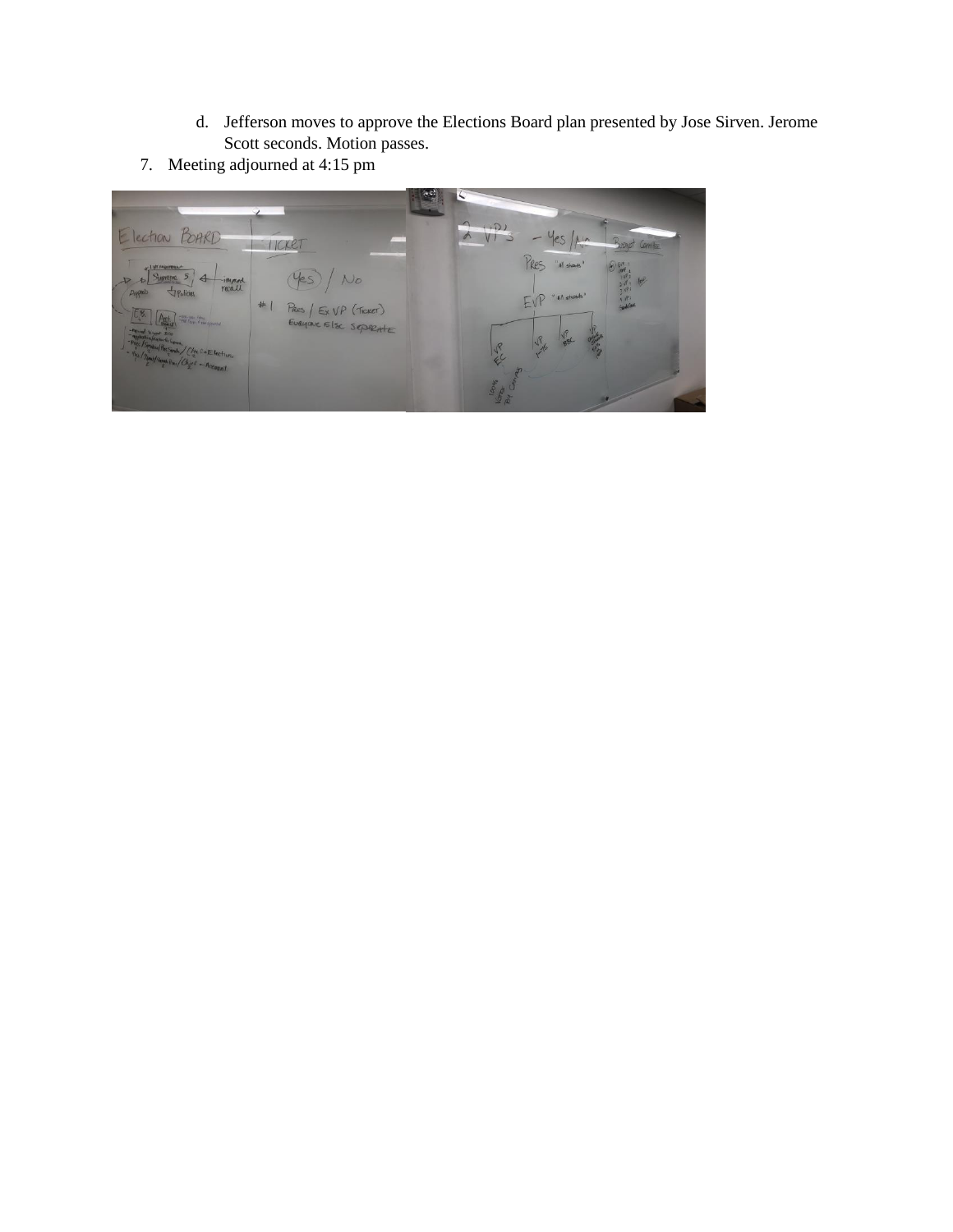d. Jefferson moves to approve the Elections Board plan presented by Jose Sirven. Jerome Scott seconds. Motion passes.

7. Meeting adjourned at 4:15 pm